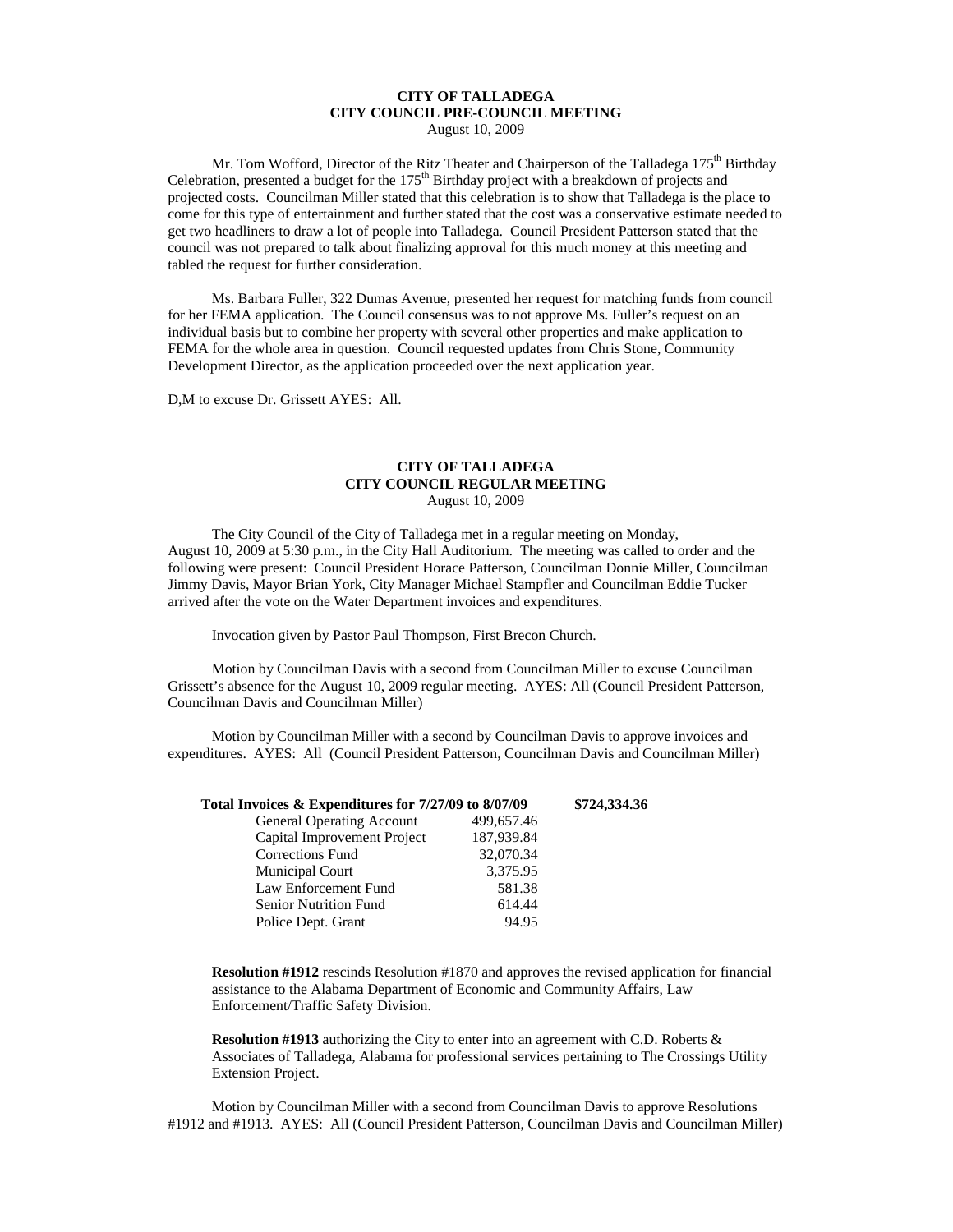**CITY OF TALLADEGA**
**CITY COUNCIL PRE-COUNCIL MEETING**
August 10, 2009

Mr. Tom Wofford, Director of the Ritz Theater and Chairperson of the Talladega 175th Birthday Celebration, presented a budget for the 175th Birthday project with a breakdown of projects and projected costs. Councilman Miller stated that this celebration is to show that Talladega is the place to come for this type of entertainment and further stated that the cost was a conservative estimate needed to get two headliners to draw a lot of people into Talladega. Council President Patterson stated that the council was not prepared to talk about finalizing approval for this much money at this meeting and tabled the request for further consideration.

Ms. Barbara Fuller, 322 Dumas Avenue, presented her request for matching funds from council for her FEMA application. The Council consensus was to not approve Ms. Fuller's request on an individual basis but to combine her property with several other properties and make application to FEMA for the whole area in question. Council requested updates from Chris Stone, Community Development Director, as the application proceeded over the next application year.

D,M to excuse Dr. Grissett AYES: All.

**CITY OF TALLADEGA**
**CITY COUNCIL REGULAR MEETING**
August 10, 2009

The City Council of the City of Talladega met in a regular meeting on Monday, August 10, 2009 at 5:30 p.m., in the City Hall Auditorium. The meeting was called to order and the following were present: Council President Horace Patterson, Councilman Donnie Miller, Councilman Jimmy Davis, Mayor Brian York, City Manager Michael Stampfler and Councilman Eddie Tucker arrived after the vote on the Water Department invoices and expenditures.

Invocation given by Pastor Paul Thompson, First Brecon Church.

Motion by Councilman Davis with a second from Councilman Miller to excuse Councilman Grissett's absence for the August 10, 2009 regular meeting. AYES: All (Council President Patterson, Councilman Davis and Councilman Miller)

Motion by Councilman Miller with a second by Councilman Davis to approve invoices and expenditures. AYES: All (Council President Patterson, Councilman Davis and Councilman Miller)

| **Total Invoices & Expenditures for 7/27/09 to 8/07/09** | | **\$724,334.36** |
|---|---|---|
| General Operating Account | 499,657.46 | |
| Capital Improvement Project | 187,939.84 | |
| Corrections Fund | 32,070.34 | |
| Municipal Court | 3,375.95 | |
| Law Enforcement Fund | 581.38 | |
| Senior Nutrition Fund | 614.44 | |
| Police Dept. Grant | 94.95 | |

**Resolution #1912** rescinds Resolution #1870 and approves the revised application for financial assistance to the Alabama Department of Economic and Community Affairs, Law Enforcement/Traffic Safety Division.

**Resolution #1913** authorizing the City to enter into an agreement with C.D. Roberts & Associates of Talladega, Alabama for professional services pertaining to The Crossings Utility Extension Project.

Motion by Councilman Miller with a second from Councilman Davis to approve Resolutions #1912 and #1913. AYES: All (Council President Patterson, Councilman Davis and Councilman Miller)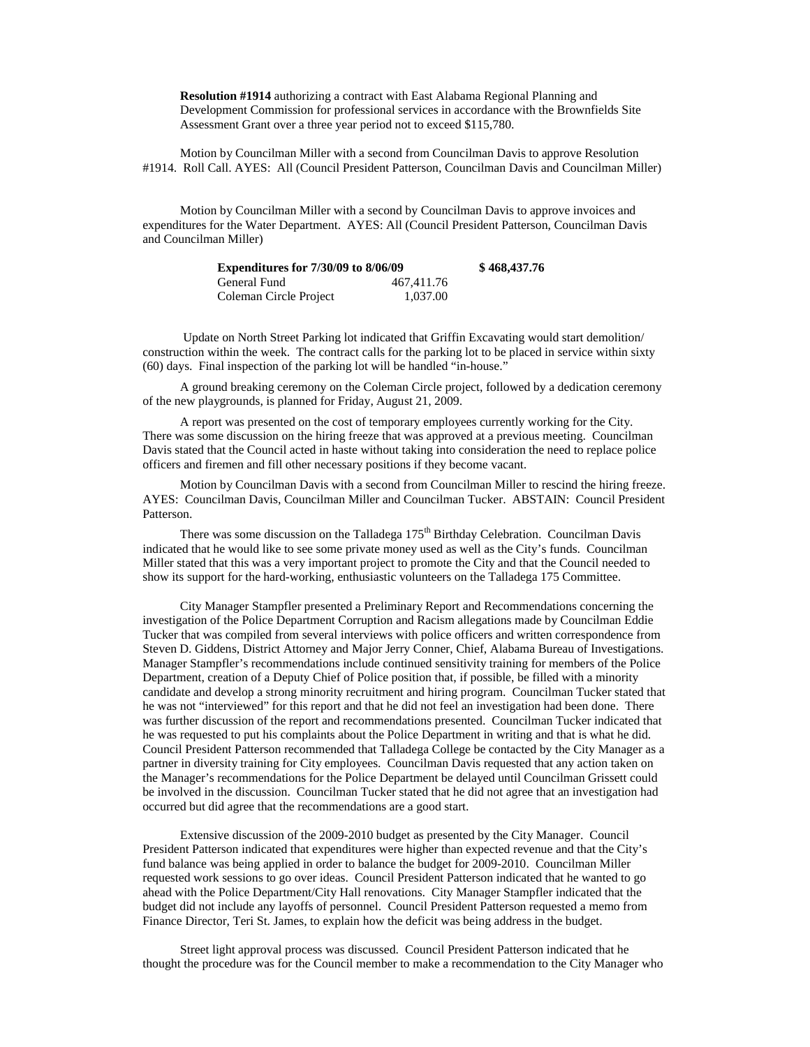**Resolution #1914** authorizing a contract with East Alabama Regional Planning and Development Commission for professional services in accordance with the Brownfields Site Assessment Grant over a three year period not to exceed $115,780.

Motion by Councilman Miller with a second from Councilman Davis to approve Resolution #1914. Roll Call. AYES: All (Council President Patterson, Councilman Davis and Councilman Miller)

Motion by Councilman Miller with a second by Councilman Davis to approve invoices and expenditures for the Water Department. AYES: All (Council President Patterson, Councilman Davis and Councilman Miller)

| **Expenditures for 7/30/09 to 8/06/09** | | **$ 468,437.76** |
|---|---|---|
| General Fund | 467,411.76 | |
| Coleman Circle Project | 1,037.00 | |

Update on North Street Parking lot indicated that Griffin Excavating would start demolition/ construction within the week. The contract calls for the parking lot to be placed in service within sixty (60) days. Final inspection of the parking lot will be handled "in-house."

A ground breaking ceremony on the Coleman Circle project, followed by a dedication ceremony of the new playgrounds, is planned for Friday, August 21, 2009.

A report was presented on the cost of temporary employees currently working for the City. There was some discussion on the hiring freeze that was approved at a previous meeting. Councilman Davis stated that the Council acted in haste without taking into consideration the need to replace police officers and firemen and fill other necessary positions if they become vacant.

Motion by Councilman Davis with a second from Councilman Miller to rescind the hiring freeze. AYES: Councilman Davis, Councilman Miller and Councilman Tucker. ABSTAIN: Council President Patterson.

There was some discussion on the Talladega 175th Birthday Celebration. Councilman Davis indicated that he would like to see some private money used as well as the City's funds. Councilman Miller stated that this was a very important project to promote the City and that the Council needed to show its support for the hard-working, enthusiastic volunteers on the Talladega 175 Committee.

City Manager Stampfler presented a Preliminary Report and Recommendations concerning the investigation of the Police Department Corruption and Racism allegations made by Councilman Eddie Tucker that was compiled from several interviews with police officers and written correspondence from Steven D. Giddens, District Attorney and Major Jerry Conner, Chief, Alabama Bureau of Investigations. Manager Stampfler's recommendations include continued sensitivity training for members of the Police Department, creation of a Deputy Chief of Police position that, if possible, be filled with a minority candidate and develop a strong minority recruitment and hiring program. Councilman Tucker stated that he was not "interviewed" for this report and that he did not feel an investigation had been done. There was further discussion of the report and recommendations presented. Councilman Tucker indicated that he was requested to put his complaints about the Police Department in writing and that is what he did. Council President Patterson recommended that Talladega College be contacted by the City Manager as a partner in diversity training for City employees. Councilman Davis requested that any action taken on the Manager's recommendations for the Police Department be delayed until Councilman Grissett could be involved in the discussion. Councilman Tucker stated that he did not agree that an investigation had occurred but did agree that the recommendations are a good start.

Extensive discussion of the 2009-2010 budget as presented by the City Manager. Council President Patterson indicated that expenditures were higher than expected revenue and that the City's fund balance was being applied in order to balance the budget for 2009-2010. Councilman Miller requested work sessions to go over ideas. Council President Patterson indicated that he wanted to go ahead with the Police Department/City Hall renovations. City Manager Stampfler indicated that the budget did not include any layoffs of personnel. Council President Patterson requested a memo from Finance Director, Teri St. James, to explain how the deficit was being address in the budget.

Street light approval process was discussed. Council President Patterson indicated that he thought the procedure was for the Council member to make a recommendation to the City Manager who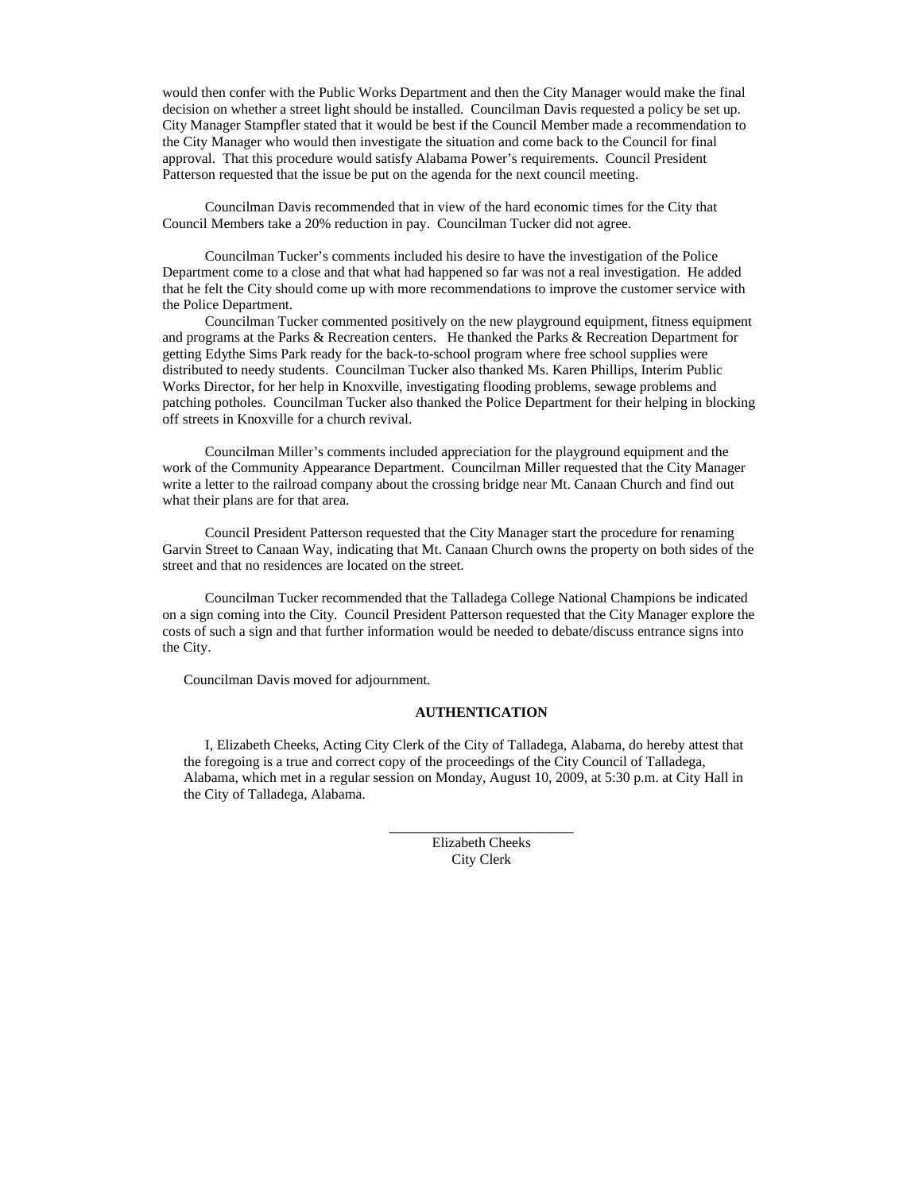would then confer with the Public Works Department and then the City Manager would make the final decision on whether a street light should be installed. Councilman Davis requested a policy be set up. City Manager Stampfler stated that it would be best if the Council Member made a recommendation to the City Manager who would then investigate the situation and come back to the Council for final approval. That this procedure would satisfy Alabama Power's requirements. Council President Patterson requested that the issue be put on the agenda for the next council meeting.

Councilman Davis recommended that in view of the hard economic times for the City that Council Members take a 20% reduction in pay. Councilman Tucker did not agree.

Councilman Tucker's comments included his desire to have the investigation of the Police Department come to a close and that what had happened so far was not a real investigation. He added that he felt the City should come up with more recommendations to improve the customer service with the Police Department.

Councilman Tucker commented positively on the new playground equipment, fitness equipment and programs at the Parks & Recreation centers. He thanked the Parks & Recreation Department for getting Edythe Sims Park ready for the back-to-school program where free school supplies were distributed to needy students. Councilman Tucker also thanked Ms. Karen Phillips, Interim Public Works Director, for her help in Knoxville, investigating flooding problems, sewage problems and patching potholes. Councilman Tucker also thanked the Police Department for their helping in blocking off streets in Knoxville for a church revival.

Councilman Miller's comments included appreciation for the playground equipment and the work of the Community Appearance Department. Councilman Miller requested that the City Manager write a letter to the railroad company about the crossing bridge near Mt. Canaan Church and find out what their plans are for that area.

Council President Patterson requested that the City Manager start the procedure for renaming Garvin Street to Canaan Way, indicating that Mt. Canaan Church owns the property on both sides of the street and that no residences are located on the street.

Councilman Tucker recommended that the Talladega College National Champions be indicated on a sign coming into the City. Council President Patterson requested that the City Manager explore the costs of such a sign and that further information would be needed to debate/discuss entrance signs into the City.

Councilman Davis moved for adjournment.

**AUTHENTICATION**

I, Elizabeth Cheeks, Acting City Clerk of the City of Talladega, Alabama, do hereby attest that the foregoing is a true and correct copy of the proceedings of the City Council of Talladega, Alabama, which met in a regular session on Monday, August 10, 2009, at 5:30 p.m. at City Hall in the City of Talladega, Alabama.

\_\_\_\_\_\_\_\_\_\_\_\_\_\_\_\_\_\_\_\_\_\_\_\_\_\_

Elizabeth Cheeks
City Clerk